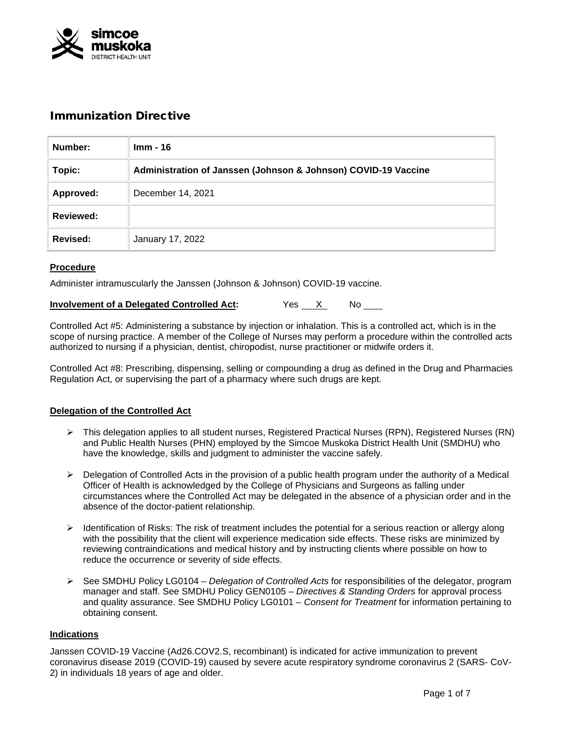# Immunization Directive

| Number: | Imm - 16 |
|---|---|
| Topic: | Administration of Janssen (Johnson & Johnson) COVID-19 Vaccine |
| Approved: | December 14, 2021 |
| Reviewed: | |
| Revised: | January 17, 2022 |

## Procedure

Administer intramuscularly the Janssen (Johnson & Johnson) COVID-19 vaccine.

**Involvement of a Delegated Controlled Act:** Yes \_\_X\_\_ No \_\_\_\_

Controlled Act #5: Administering a substance by injection or inhalation. This is a controlled act, which is in the scope of nursing practice. A member of the College of Nurses may perform a procedure within the controlled acts authorized to nursing if a physician, dentist, chiropodist, nurse practitioner or midwife orders it.

Controlled Act #8: Prescribing, dispensing, selling or compounding a drug as defined in the Drug and Pharmacies Regulation Act, or supervising the part of a pharmacy where such drugs are kept.

## Delegation of the Controlled Act

- This delegation applies to all student nurses, Registered Practical Nurses (RPN), Registered Nurses (RN) and Public Health Nurses (PHN) employed by the Simcoe Muskoka District Health Unit (SMDHU) who have the knowledge, skills and judgment to administer the vaccine safely.
- Delegation of Controlled Acts in the provision of a public health program under the authority of a Medical Officer of Health is acknowledged by the College of Physicians and Surgeons as falling under circumstances where the Controlled Act may be delegated in the absence of a physician order and in the absence of the doctor-patient relationship.
- Identification of Risks: The risk of treatment includes the potential for a serious reaction or allergy along with the possibility that the client will experience medication side effects. These risks are minimized by reviewing contraindications and medical history and by instructing clients where possible on how to reduce the occurrence or severity of side effects.
- See SMDHU Policy LG0104 – *Delegation of Controlled Acts* for responsibilities of the delegator, program manager and staff. See SMDHU Policy GEN0105 – *Directives & Standing Orders* for approval process and quality assurance. See SMDHU Policy LG0101 – *Consent for Treatment* for information pertaining to obtaining consent.

## Indications

Janssen COVID-19 Vaccine (Ad26.COV2.S, recombinant) is indicated for active immunization to prevent coronavirus disease 2019 (COVID-19) caused by severe acute respiratory syndrome coronavirus 2 (SARS- CoV-2) in individuals 18 years of age and older.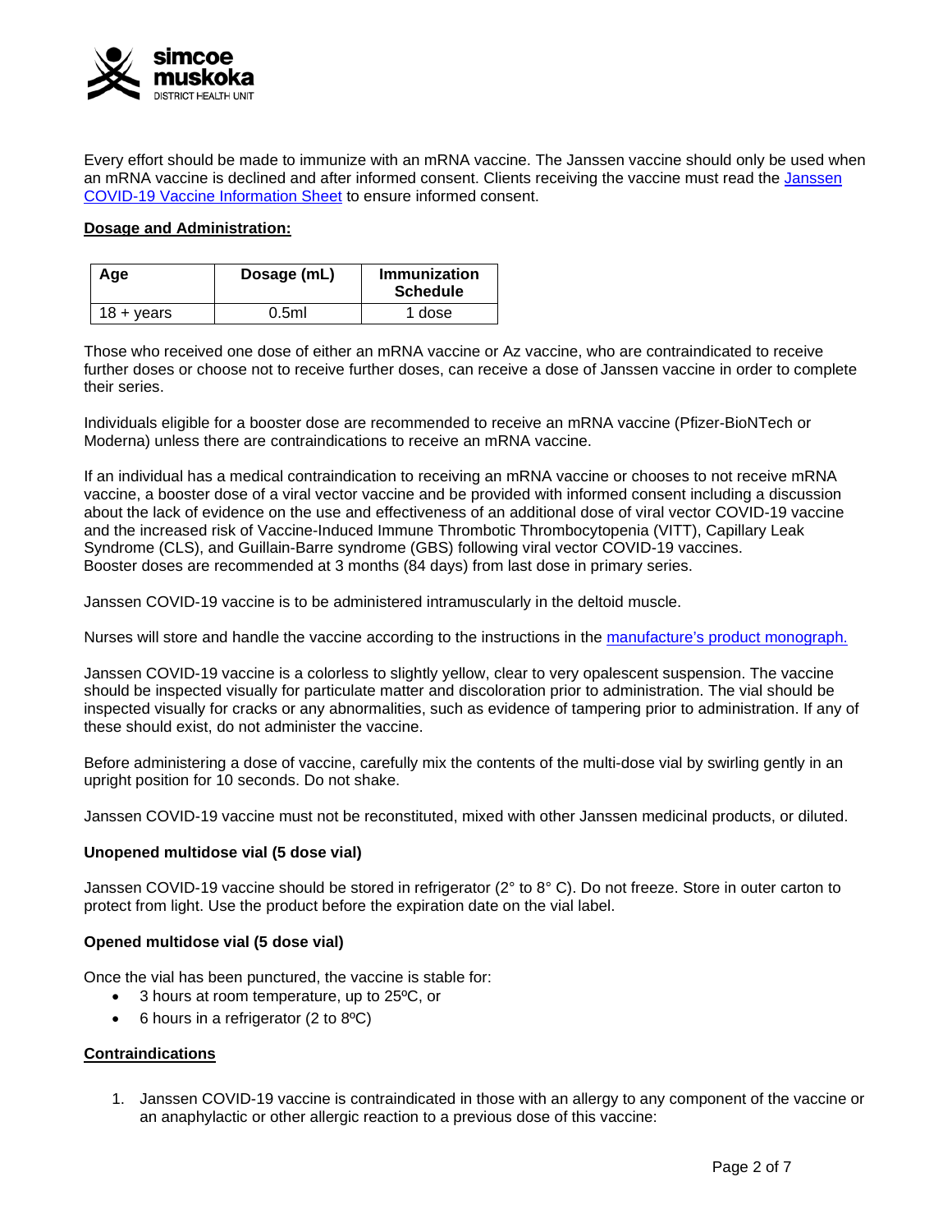Every effort should be made to immunize with an mRNA vaccine. The Janssen vaccine should only be used when an mRNA vaccine is declined and after informed consent. Clients receiving the vaccine must read the [Janssen COVID-19 Vaccine Information Sheet] to ensure informed consent.

**Dosage and Administration:**

| Age | Dosage (mL) | Immunization Schedule |
|---|---|---|
| 18 + years | 0.5ml | 1 dose |

Those who received one dose of either an mRNA vaccine or Az vaccine, who are contraindicated to receive further doses or choose not to receive further doses, can receive a dose of Janssen vaccine in order to complete their series.

Individuals eligible for a booster dose are recommended to receive an mRNA vaccine (Pfizer-BioNTech or Moderna) unless there are contraindications to receive an mRNA vaccine.

If an individual has a medical contraindication to receiving an mRNA vaccine or chooses to not receive mRNA vaccine, a booster dose of a viral vector vaccine and be provided with informed consent including a discussion about the lack of evidence on the use and effectiveness of an additional dose of viral vector COVID-19 vaccine and the increased risk of Vaccine-Induced Immune Thrombotic Thrombocytopenia (VITT), Capillary Leak Syndrome (CLS), and Guillain-Barre syndrome (GBS) following viral vector COVID-19 vaccines. Booster doses are recommended at 3 months (84 days) from last dose in primary series.

Janssen COVID-19 vaccine is to be administered intramuscularly in the deltoid muscle.

Nurses will store and handle the vaccine according to the instructions in the manufacture's product monograph.

Janssen COVID-19 vaccine is a colorless to slightly yellow, clear to very opalescent suspension. The vaccine should be inspected visually for particulate matter and discoloration prior to administration. The vial should be inspected visually for cracks or any abnormalities, such as evidence of tampering prior to administration. If any of these should exist, do not administer the vaccine.

Before administering a dose of vaccine, carefully mix the contents of the multi-dose vial by swirling gently in an upright position for 10 seconds. Do not shake.

Janssen COVID-19 vaccine must not be reconstituted, mixed with other Janssen medicinal products, or diluted.

**Unopened multidose vial (5 dose vial)**

Janssen COVID-19 vaccine should be stored in refrigerator (2° to 8° C). Do not freeze. Store in outer carton to protect from light. Use the product before the expiration date on the vial label.

**Opened multidose vial (5 dose vial)**

Once the vial has been punctured, the vaccine is stable for:

- 3 hours at room temperature, up to 25ºC, or
- 6 hours in a refrigerator (2 to 8ºC)

**Contraindications**

1. Janssen COVID-19 vaccine is contraindicated in those with an allergy to any component of the vaccine or an anaphylactic or other allergic reaction to a previous dose of this vaccine: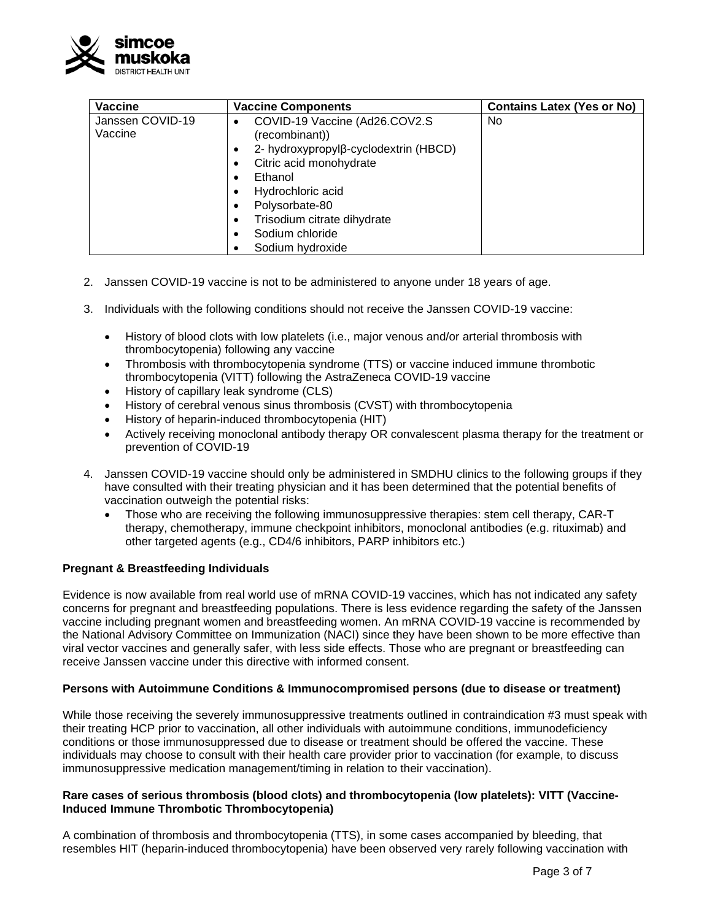| Vaccine | Vaccine Components | Contains Latex (Yes or No) |
|---|---|---|
| Janssen COVID-19 Vaccine | • COVID-19 Vaccine (Ad26.COV2.S (recombinant))<br>• 2- hydroxypropylβ-cyclodextrin (HBCD)<br>• Citric acid monohydrate<br>• Ethanol<br>• Hydrochloric acid<br>• Polysorbate-80<br>• Trisodium citrate dihydrate<br>• Sodium chloride<br>• Sodium hydroxide | No |

2. Janssen COVID-19 vaccine is not to be administered to anyone under 18 years of age.

3. Individuals with the following conditions should not receive the Janssen COVID-19 vaccine:

   - History of blood clots with low platelets (i.e., major venous and/or arterial thrombosis with thrombocytopenia) following any vaccine
   - Thrombosis with thrombocytopenia syndrome (TTS) or vaccine induced immune thrombotic thrombocytopenia (VITT) following the AstraZeneca COVID-19 vaccine
   - History of capillary leak syndrome (CLS)
   - History of cerebral venous sinus thrombosis (CVST) with thrombocytopenia
   - History of heparin-induced thrombocytopenia (HIT)
   - Actively receiving monoclonal antibody therapy OR convalescent plasma therapy for the treatment or prevention of COVID-19

4. Janssen COVID-19 vaccine should only be administered in SMDHU clinics to the following groups if they have consulted with their treating physician and it has been determined that the potential benefits of vaccination outweigh the potential risks:
   - Those who are receiving the following immunosuppressive therapies: stem cell therapy, CAR-T therapy, chemotherapy, immune checkpoint inhibitors, monoclonal antibodies (e.g. rituximab) and other targeted agents (e.g., CD4/6 inhibitors, PARP inhibitors etc.)

**Pregnant & Breastfeeding Individuals**

Evidence is now available from real world use of mRNA COVID-19 vaccines, which has not indicated any safety concerns for pregnant and breastfeeding populations. There is less evidence regarding the safety of the Janssen vaccine including pregnant women and breastfeeding women. An mRNA COVID-19 vaccine is recommended by the National Advisory Committee on Immunization (NACI) since they have been shown to be more effective than viral vector vaccines and generally safer, with less side effects. Those who are pregnant or breastfeeding can receive Janssen vaccine under this directive with informed consent.

**Persons with Autoimmune Conditions & Immunocompromised persons (due to disease or treatment)**

While those receiving the severely immunosuppressive treatments outlined in contraindication #3 must speak with their treating HCP prior to vaccination, all other individuals with autoimmune conditions, immunodeficiency conditions or those immunosuppressed due to disease or treatment should be offered the vaccine. These individuals may choose to consult with their health care provider prior to vaccination (for example, to discuss immunosuppressive medication management/timing in relation to their vaccination).

**Rare cases of serious thrombosis (blood clots) and thrombocytopenia (low platelets): VITT (Vaccine-Induced Immune Thrombotic Thrombocytopenia)**

A combination of thrombosis and thrombocytopenia (TTS), in some cases accompanied by bleeding, that resembles HIT (heparin-induced thrombocytopenia) have been observed very rarely following vaccination with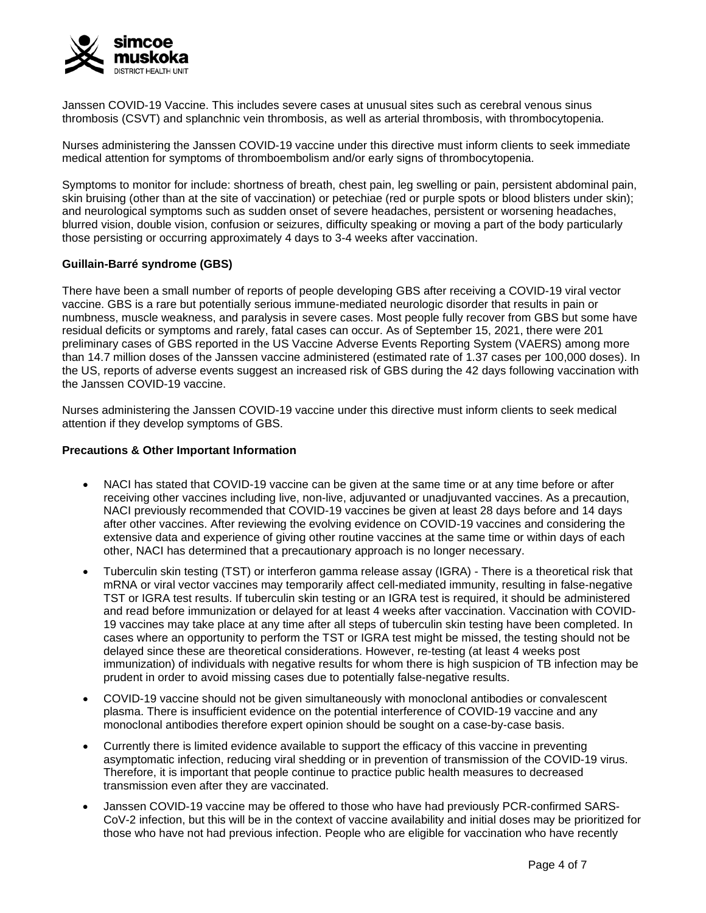Janssen COVID-19 Vaccine. This includes severe cases at unusual sites such as cerebral venous sinus thrombosis (CSVT) and splanchnic vein thrombosis, as well as arterial thrombosis, with thrombocytopenia.

Nurses administering the Janssen COVID-19 vaccine under this directive must inform clients to seek immediate medical attention for symptoms of thromboembolism and/or early signs of thrombocytopenia.

Symptoms to monitor for include: shortness of breath, chest pain, leg swelling or pain, persistent abdominal pain, skin bruising (other than at the site of vaccination) or petechiae (red or purple spots or blood blisters under skin); and neurological symptoms such as sudden onset of severe headaches, persistent or worsening headaches, blurred vision, double vision, confusion or seizures, difficulty speaking or moving a part of the body particularly those persisting or occurring approximately 4 days to 3-4 weeks after vaccination.

**Guillain-Barré syndrome (GBS)**

There have been a small number of reports of people developing GBS after receiving a COVID-19 viral vector vaccine. GBS is a rare but potentially serious immune-mediated neurologic disorder that results in pain or numbness, muscle weakness, and paralysis in severe cases. Most people fully recover from GBS but some have residual deficits or symptoms and rarely, fatal cases can occur. As of September 15, 2021, there were 201 preliminary cases of GBS reported in the US Vaccine Adverse Events Reporting System (VAERS) among more than 14.7 million doses of the Janssen vaccine administered (estimated rate of 1.37 cases per 100,000 doses). In the US, reports of adverse events suggest an increased risk of GBS during the 42 days following vaccination with the Janssen COVID-19 vaccine.

Nurses administering the Janssen COVID-19 vaccine under this directive must inform clients to seek medical attention if they develop symptoms of GBS.

**Precautions & Other Important Information**

- NACI has stated that COVID-19 vaccine can be given at the same time or at any time before or after receiving other vaccines including live, non-live, adjuvanted or unadjuvanted vaccines. As a precaution, NACI previously recommended that COVID-19 vaccines be given at least 28 days before and 14 days after other vaccines. After reviewing the evolving evidence on COVID-19 vaccines and considering the extensive data and experience of giving other routine vaccines at the same time or within days of each other, NACI has determined that a precautionary approach is no longer necessary.
- Tuberculin skin testing (TST) or interferon gamma release assay (IGRA) - There is a theoretical risk that mRNA or viral vector vaccines may temporarily affect cell-mediated immunity, resulting in false-negative TST or IGRA test results. If tuberculin skin testing or an IGRA test is required, it should be administered and read before immunization or delayed for at least 4 weeks after vaccination. Vaccination with COVID-19 vaccines may take place at any time after all steps of tuberculin skin testing have been completed. In cases where an opportunity to perform the TST or IGRA test might be missed, the testing should not be delayed since these are theoretical considerations. However, re-testing (at least 4 weeks post immunization) of individuals with negative results for whom there is high suspicion of TB infection may be prudent in order to avoid missing cases due to potentially false-negative results.
- COVID-19 vaccine should not be given simultaneously with monoclonal antibodies or convalescent plasma. There is insufficient evidence on the potential interference of COVID-19 vaccine and any monoclonal antibodies therefore expert opinion should be sought on a case-by-case basis.
- Currently there is limited evidence available to support the efficacy of this vaccine in preventing asymptomatic infection, reducing viral shedding or in prevention of transmission of the COVID-19 virus. Therefore, it is important that people continue to practice public health measures to decreased transmission even after they are vaccinated.
- Janssen COVID-19 vaccine may be offered to those who have had previously PCR-confirmed SARS-CoV-2 infection, but this will be in the context of vaccine availability and initial doses may be prioritized for those who have not had previous infection. People who are eligible for vaccination who have recently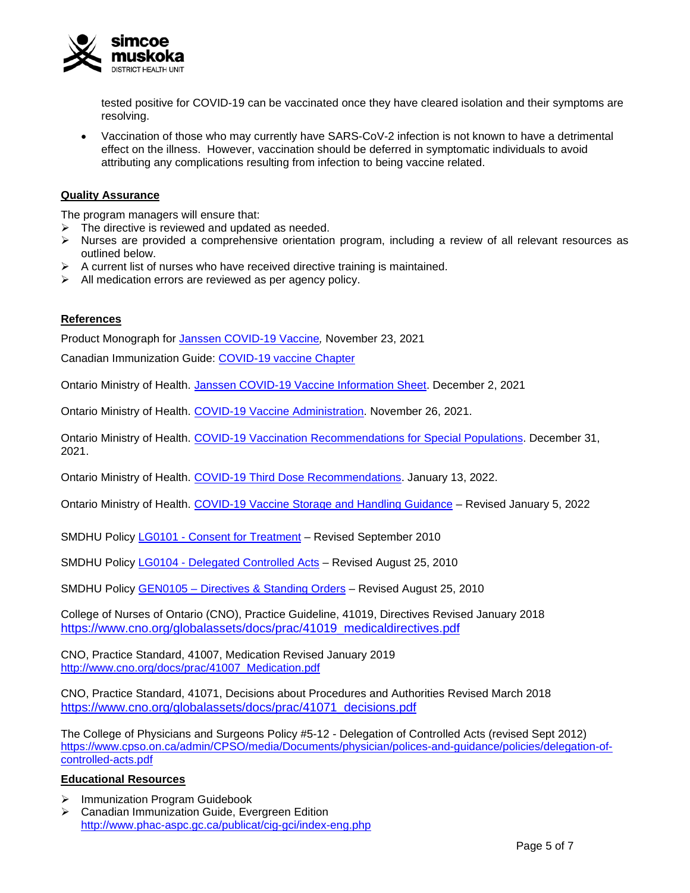tested positive for COVID-19 can be vaccinated once they have cleared isolation and their symptoms are resolving.

- Vaccination of those who may currently have SARS-CoV-2 infection is not known to have a detrimental effect on the illness. However, vaccination should be deferred in symptomatic individuals to avoid attributing any complications resulting from infection to being vaccine related.

## Quality Assurance

The program managers will ensure that:

- The directive is reviewed and updated as needed.
- Nurses are provided a comprehensive orientation program, including a review of all relevant resources as outlined below.
- A current list of nurses who have received directive training is maintained.
- All medication errors are reviewed as per agency policy.

## References

Product Monograph for Janssen COVID-19 Vaccine*,* November 23, 2021

Canadian Immunization Guide: COVID-19 vaccine Chapter

Ontario Ministry of Health. Janssen COVID-19 Vaccine Information Sheet. December 2, 2021

Ontario Ministry of Health. COVID-19 Vaccine Administration. November 26, 2021.

Ontario Ministry of Health. COVID-19 Vaccination Recommendations for Special Populations. December 31, 2021.

Ontario Ministry of Health. COVID-19 Third Dose Recommendations. January 13, 2022.

Ontario Ministry of Health. COVID-19 Vaccine Storage and Handling Guidance – Revised January 5, 2022

SMDHU Policy LG0101 - Consent for Treatment – Revised September 2010

SMDHU Policy LG0104 - Delegated Controlled Acts – Revised August 25, 2010

SMDHU Policy GEN0105 – Directives & Standing Orders – Revised August 25, 2010

College of Nurses of Ontario (CNO), Practice Guideline, 41019, Directives Revised January 2018
https://www.cno.org/globalassets/docs/prac/41019_medicaldirectives.pdf

CNO, Practice Standard, 41007, Medication Revised January 2019
http://www.cno.org/docs/prac/41007_Medication.pdf

CNO, Practice Standard, 41071, Decisions about Procedures and Authorities Revised March 2018
https://www.cno.org/globalassets/docs/prac/41071_decisions.pdf

The College of Physicians and Surgeons Policy #5-12 - Delegation of Controlled Acts (revised Sept 2012)
https://www.cpso.on.ca/admin/CPSO/media/Documents/physician/polices-and-guidance/policies/delegation-of-controlled-acts.pdf

## Educational Resources

- Immunization Program Guidebook
- Canadian Immunization Guide, Evergreen Edition
  http://www.phac-aspc.gc.ca/publicat/cig-gci/index-eng.php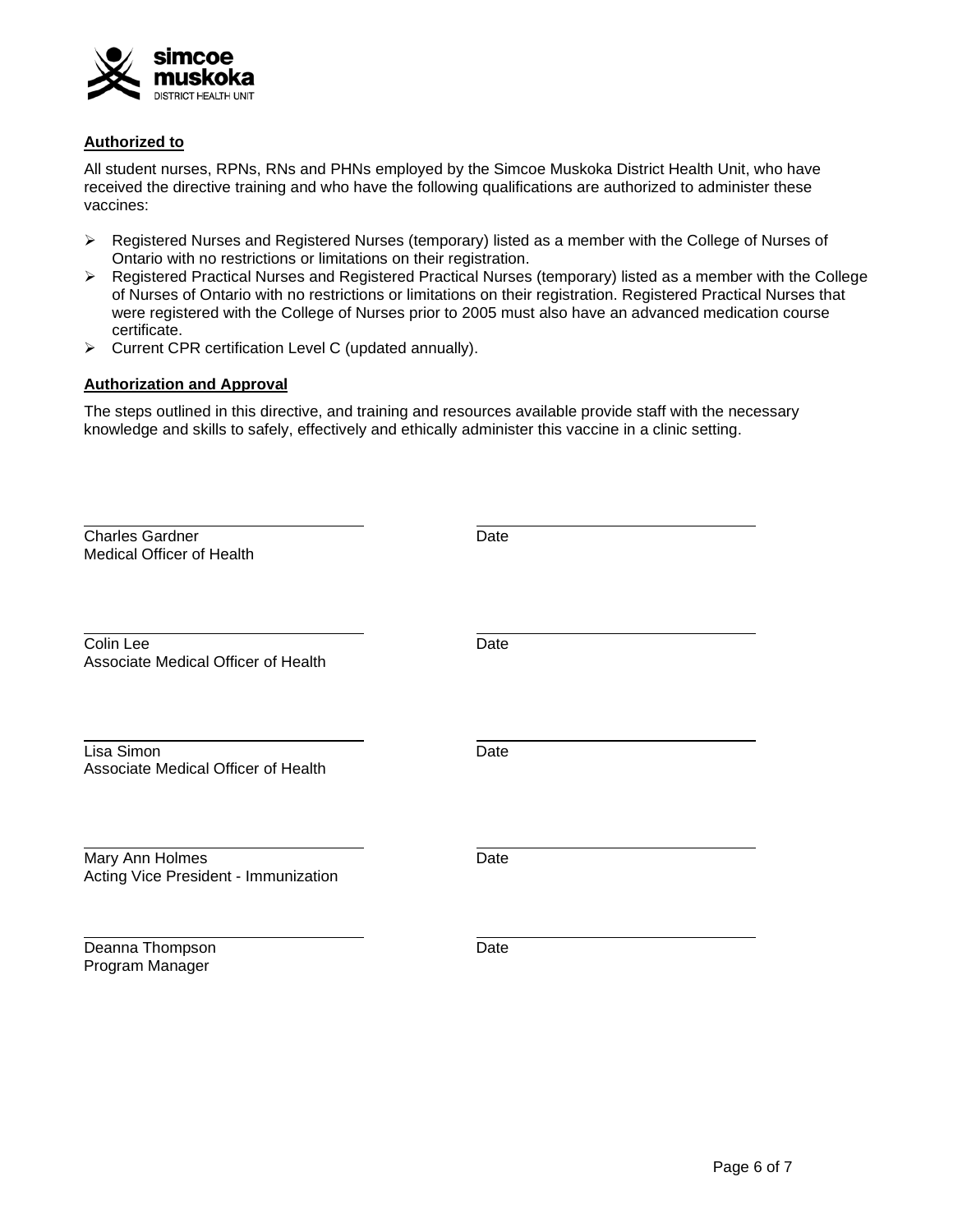**Authorized to**

All student nurses, RPNs, RNs and PHNs employed by the Simcoe Muskoka District Health Unit, who have received the directive training and who have the following qualifications are authorized to administer these vaccines:

- Registered Nurses and Registered Nurses (temporary) listed as a member with the College of Nurses of Ontario with no restrictions or limitations on their registration.
- Registered Practical Nurses and Registered Practical Nurses (temporary) listed as a member with the College of Nurses of Ontario with no restrictions or limitations on their registration. Registered Practical Nurses that were registered with the College of Nurses prior to 2005 must also have an advanced medication course certificate.
- Current CPR certification Level C (updated annually).

**Authorization and Approval**

The steps outlined in this directive, and training and resources available provide staff with the necessary knowledge and skills to safely, effectively and ethically administer this vaccine in a clinic setting.

\_\_\_\_\_\_\_\_\_\_\_\_\_\_\_\_\_\_\_\_\_\_\_\_\_\_\_\_\_\_ \_\_\_\_\_\_\_\_\_\_\_\_\_\_\_\_\_\_\_\_\_\_\_\_\_\_\_\_\_\_
Charles Gardner — Date
Medical Officer of Health

\_\_\_\_\_\_\_\_\_\_\_\_\_\_\_\_\_\_\_\_\_\_\_\_\_\_\_\_\_\_ \_\_\_\_\_\_\_\_\_\_\_\_\_\_\_\_\_\_\_\_\_\_\_\_\_\_\_\_\_\_
Colin Lee — Date
Associate Medical Officer of Health

\_\_\_\_\_\_\_\_\_\_\_\_\_\_\_\_\_\_\_\_\_\_\_\_\_\_\_\_\_\_ \_\_\_\_\_\_\_\_\_\_\_\_\_\_\_\_\_\_\_\_\_\_\_\_\_\_\_\_\_\_
Lisa Simon — Date
Associate Medical Officer of Health

\_\_\_\_\_\_\_\_\_\_\_\_\_\_\_\_\_\_\_\_\_\_\_\_\_\_\_\_\_\_ \_\_\_\_\_\_\_\_\_\_\_\_\_\_\_\_\_\_\_\_\_\_\_\_\_\_\_\_\_\_
Mary Ann Holmes — Date
Acting Vice President - Immunization

\_\_\_\_\_\_\_\_\_\_\_\_\_\_\_\_\_\_\_\_\_\_\_\_\_\_\_\_\_\_ \_\_\_\_\_\_\_\_\_\_\_\_\_\_\_\_\_\_\_\_\_\_\_\_\_\_\_\_\_\_
Deanna Thompson — Date
Program Manager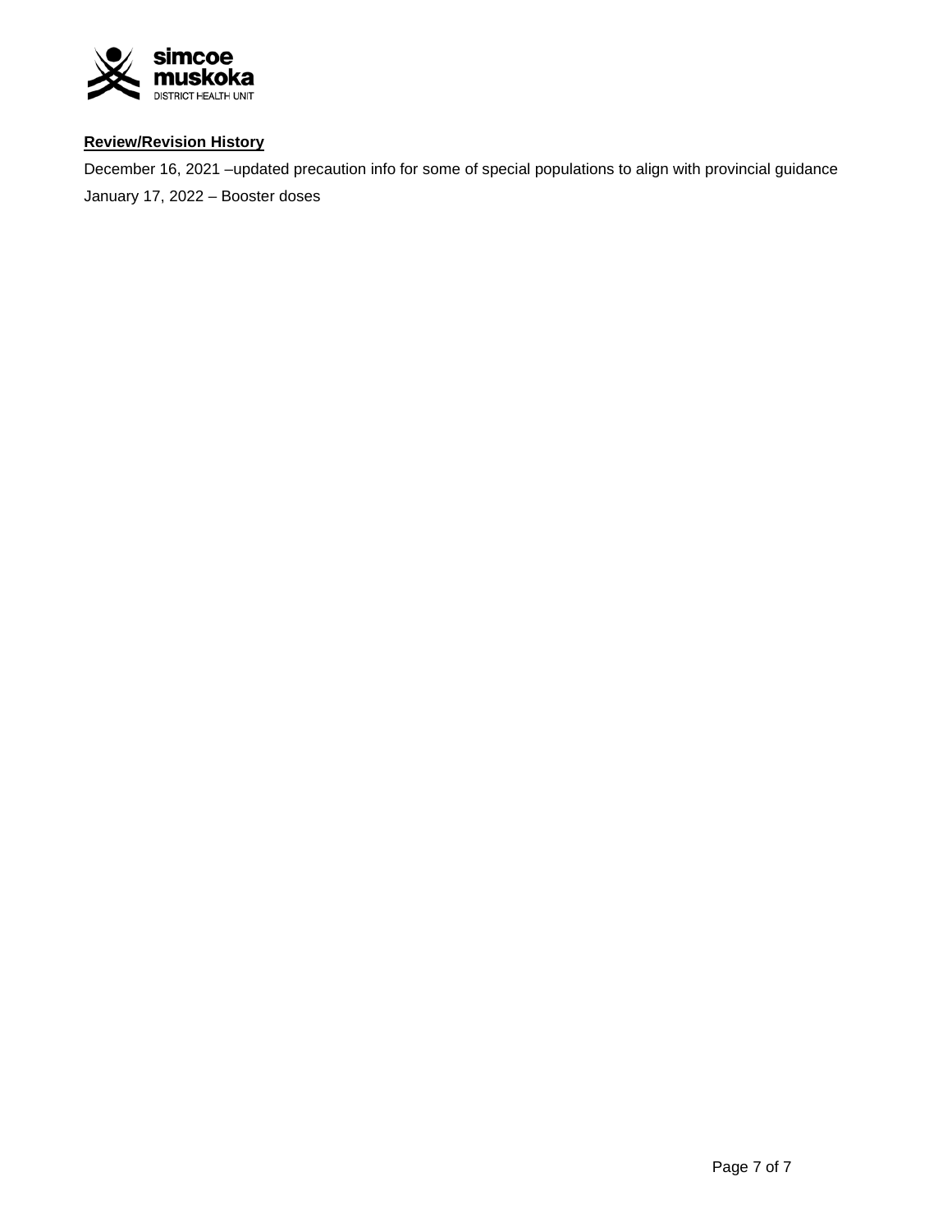**Review/Revision History**

December 16, 2021 –updated precaution info for some of special populations to align with provincial guidance

January 17, 2022 – Booster doses